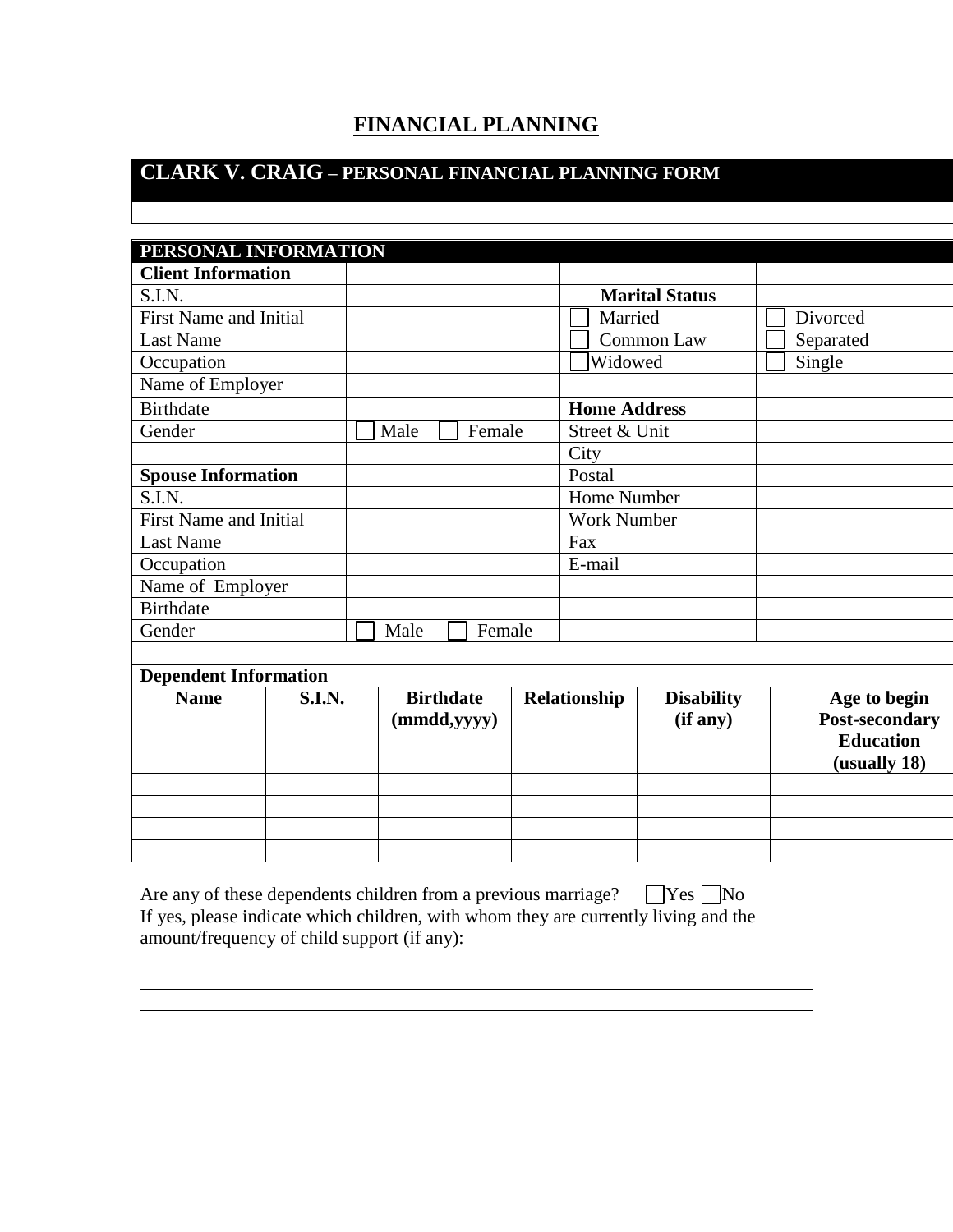# FINANCIAL PLANNING

## CLARK V. CRAIG – PERSONAL FINANCIAL PLANNING FORM

| PERSONAL INFORMATION | | | |
|---|---|---|---|
| **Client Information** | | | |
| S.I.N. | | **Marital Status** | |
| First Name and Initial | | ☐ Married | ☐ Divorced |
| Last Name | | ☐ Common Law | ☐ Separated |
| Occupation | | ☐ Widowed | ☐ Single |
| Name of Employer | | | |
| Birthdate | | **Home Address** | |
| Gender | ☐ Male ☐ Female | Street & Unit | |
| | | City | |
| **Spouse Information** | | Postal | |
| S.I.N. | | Home Number | |
| First Name and Initial | | Work Number | |
| Last Name | | Fax | |
| Occupation | | E-mail | |
| Name of Employer | | | |
| Birthdate | | | |
| Gender | ☐ Male ☐ Female | | |

**Dependent Information**

| Name | S.I.N. | Birthdate (mmdd,yyyy) | Relationship | Disability (if any) | Age to begin Post-secondary Education (usually 18) |
|---|---|---|---|---|---|
| | | | | | |
| | | | | | |
| | | | | | |
| | | | | | |

Are any of these dependents children from a previous marriage? ☐ Yes ☐ No
If yes, please indicate which children, with whom they are currently living and the amount/frequency of child support (if any):

______________________________________________________________________

______________________________________________________________________

______________________________________________________________________

__________________________________________________________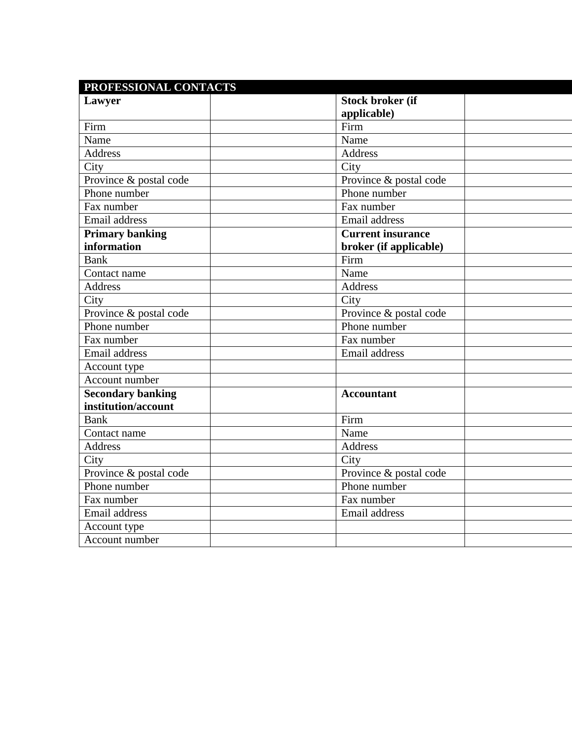| PROFESSIONAL CONTACTS | | | |
|---|---|---|---|
| **Lawyer** | | **Stock broker (if applicable)** | |
| Firm | | Firm | |
| Name | | Name | |
| Address | | Address | |
| City | | City | |
| Province & postal code | | Province & postal code | |
| Phone number | | Phone number | |
| Fax number | | Fax number | |
| Email address | | Email address | |
| **Primary banking information** | | **Current insurance broker (if applicable)** | |
| Bank | | Firm | |
| Contact name | | Name | |
| Address | | Address | |
| City | | City | |
| Province & postal code | | Province & postal code | |
| Phone number | | Phone number | |
| Fax number | | Fax number | |
| Email address | | Email address | |
| Account type | | | |
| Account number | | | |
| **Secondary banking institution/account** | | **Accountant** | |
| Bank | | Firm | |
| Contact name | | Name | |
| Address | | Address | |
| City | | City | |
| Province & postal code | | Province & postal code | |
| Phone number | | Phone number | |
| Fax number | | Fax number | |
| Email address | | Email address | |
| Account type | | | |
| Account number | | | |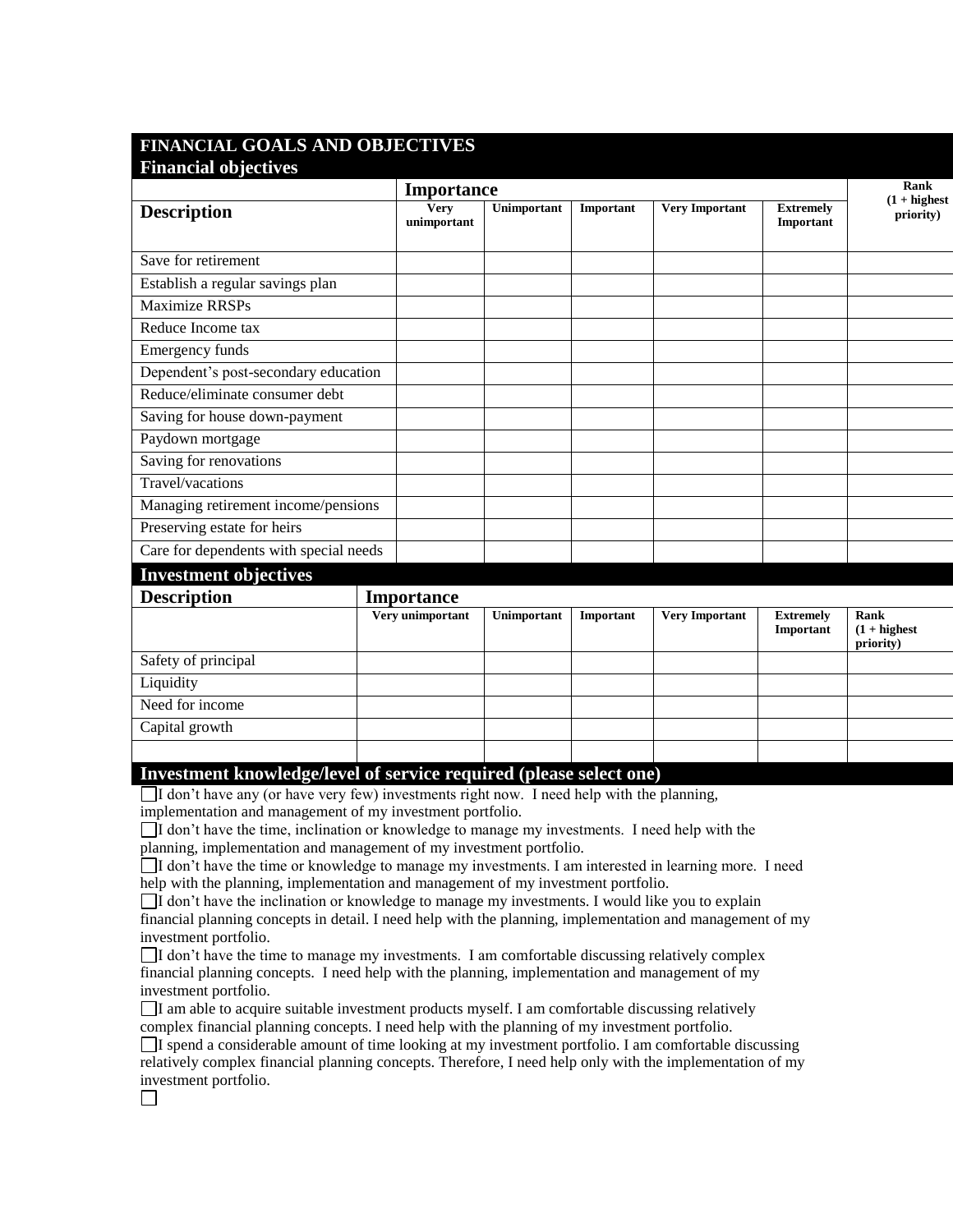## FINANCIAL GOALS AND OBJECTIVES

### Financial objectives

| Description | Importance | | | | | Rank (1 + highest priority) |
|---|---|---|---|---|---|---|
| | Very unimportant | Unimportant | Important | Very Important | Extremely Important | |
| Save for retirement | | | | | | |
| Establish a regular savings plan | | | | | | |
| Maximize RRSPs | | | | | | |
| Reduce Income tax | | | | | | |
| Emergency funds | | | | | | |
| Dependent's post-secondary education | | | | | | |
| Reduce/eliminate consumer debt | | | | | | |
| Saving for house down-payment | | | | | | |
| Paydown mortgage | | | | | | |
| Saving for renovations | | | | | | |
| Travel/vacations | | | | | | |
| Managing retirement income/pensions | | | | | | |
| Preserving estate for heirs | | | | | | |
| Care for dependents with special needs | | | | | | |

### Investment objectives

| Description | Importance | | | | | |
|---|---|---|---|---|---|---|
| | Very unimportant | Unimportant | Important | Very Important | Extremely Important | Rank (1 + highest priority) |
| Safety of principal | | | | | | |
| Liquidity | | | | | | |
| Need for income | | | | | | |
| Capital growth | | | | | | |
| | | | | | | |

### Investment knowledge/level of service required (please select one)

☐ I don't have any (or have very few) investments right now. I need help with the planning, implementation and management of my investment portfolio.

☐ I don't have the time, inclination or knowledge to manage my investments. I need help with the planning, implementation and management of my investment portfolio.

☐ I don't have the time or knowledge to manage my investments. I am interested in learning more. I need help with the planning, implementation and management of my investment portfolio.

☐ I don't have the inclination or knowledge to manage my investments. I would like you to explain financial planning concepts in detail. I need help with the planning, implementation and management of my investment portfolio.

☐ I don't have the time to manage my investments. I am comfortable discussing relatively complex financial planning concepts. I need help with the planning, implementation and management of my investment portfolio.

☐ I am able to acquire suitable investment products myself. I am comfortable discussing relatively complex financial planning concepts. I need help with the planning of my investment portfolio.

☐ I spend a considerable amount of time looking at my investment portfolio. I am comfortable discussing relatively complex financial planning concepts. Therefore, I need help only with the implementation of my investment portfolio.

☐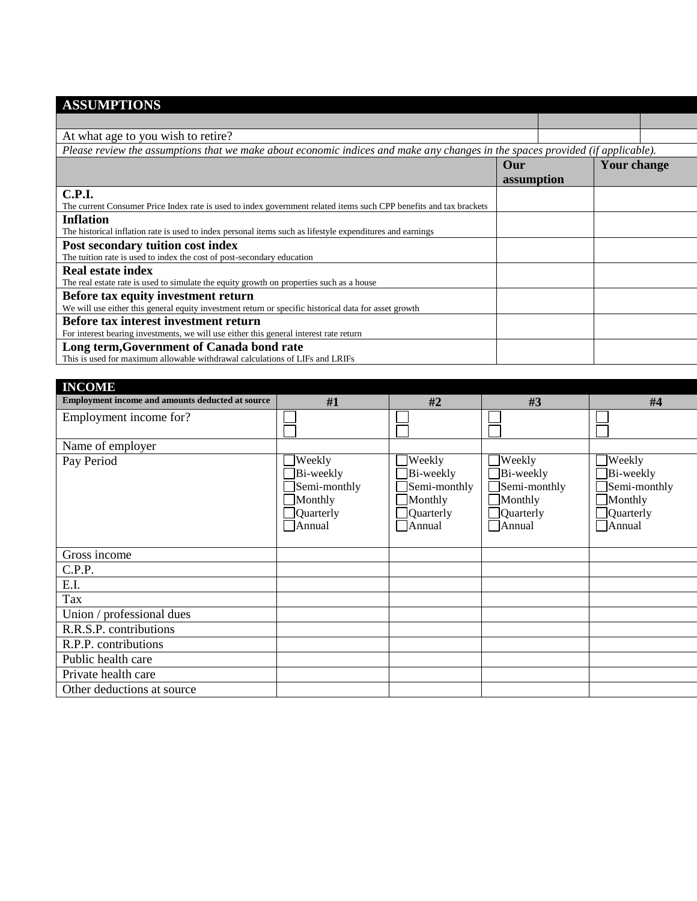## ASSUMPTIONS

| | | |
|---|---|---|
| At what age to you wish to retire? | | |

*Please review the assumptions that we make about economic indices and make any changes in the spaces provided (if applicable).*

| | Our assumption | Your change |
|---|---|---|
| **C.P.I.**<br>The current Consumer Price Index rate is used to index government related items such CPP benefits and tax brackets | | |
| **Inflation**<br>The historical inflation rate is used to index personal items such as lifestyle expenditures and earnings | | |
| **Post secondary tuition cost index**<br>The tuition rate is used to index the cost of post-secondary education | | |
| **Real estate index**<br>The real estate rate is used to simulate the equity growth on properties such as a house | | |
| **Before tax equity investment return**<br>We will use either this general equity investment return or specific historical data for asset growth | | |
| **Before tax interest investment return**<br>For interest bearing investments, we will use either this general interest rate return | | |
| **Long term,Government of Canada bond rate**<br>This is used for maximum allowable withdrawal calculations of LIFs and LRIFs | | |

## INCOME

| **Employment income and amounts deducted at source** | **#1** | **#2** | **#3** | **#4** |
|---|---|---|---|---|
| Employment income for? | ☐<br>☐ | ☐<br>☐ | ☐<br>☐ | ☐<br>☐ |
| Name of employer | | | | |
| Pay Period | ☐Weekly<br>☐Bi-weekly<br>☐Semi-monthly<br>☐Monthly<br>☐Quarterly<br>☐Annual | ☐Weekly<br>☐Bi-weekly<br>☐Semi-monthly<br>☐Monthly<br>☐Quarterly<br>☐Annual | ☐Weekly<br>☐Bi-weekly<br>☐Semi-monthly<br>☐Monthly<br>☐Quarterly<br>☐Annual | ☐Weekly<br>☐Bi-weekly<br>☐Semi-monthly<br>☐Monthly<br>☐Quarterly<br>☐Annual |
| Gross income | | | | |
| C.P.P. | | | | |
| E.I. | | | | |
| Tax | | | | |
| Union / professional dues | | | | |
| R.R.S.P. contributions | | | | |
| R.P.P. contributions | | | | |
| Public health care | | | | |
| Private health care | | | | |
| Other deductions at source | | | | |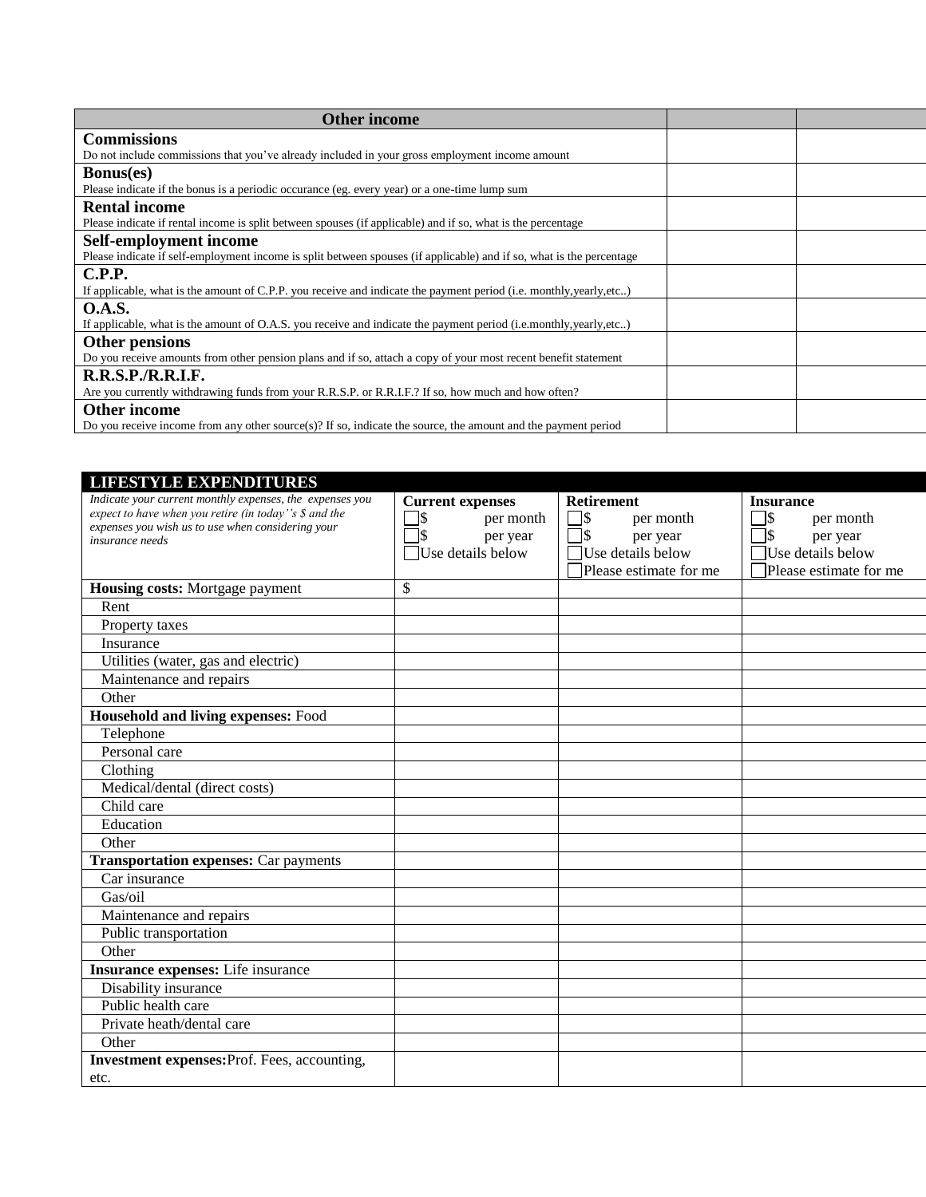| Other income | | |
|---|---|---|
| **Commissions**<br>Do not include commissions that you've already included in your gross employment income amount | | |
| **Bonus(es)**<br>Please indicate if the bonus is a periodic occurance (eg. every year) or a one-time lump sum | | |
| **Rental income**<br>Please indicate if rental income is split between spouses (if applicable) and if so, what is the percentage | | |
| **Self-employment income**<br>Please indicate if self-employment income is split between spouses (if applicable) and if so, what is the percentage | | |
| **C.P.P.**<br>If applicable, what is the amount of C.P.P. you receive and indicate the payment period (i.e. monthly,yearly,etc..) | | |
| **O.A.S.**<br>If applicable, what is the amount of O.A.S. you receive and indicate the payment period (i.e.monthly,yearly,etc..) | | |
| **Other pensions**<br>Do you receive amounts from other pension plans and if so, attach a copy of your most recent benefit statement | | |
| **R.R.S.P./R.R.I.F.**<br>Are you currently withdrawing funds from your R.R.S.P. or R.R.I.F.? If so, how much and how often? | | |
| **Other income**<br>Do you receive income from any other source(s)? If so, indicate the source, the amount and the payment period | | |

| **LIFESTYLE EXPENDITURES** | | | |
|---|---|---|---|
| *Indicate your current monthly expenses, the expenses you expect to have when you retire (in today''s $ and the expenses you wish us to use when considering your insurance needs* | **Current expenses**<br>☐$ per month<br>☐$ per year<br>☐Use details below | **Retirement**<br>☐$ per month<br>☐$ per year<br>☐Use details below<br>☐Please estimate for me | **Insurance**<br>☐$ per month<br>☐$ per year<br>☐Use details below<br>☐Please estimate for me |
| **Housing costs:** Mortgage payment | $ | | |
| Rent | | | |
| Property taxes | | | |
| Insurance | | | |
| Utilities (water, gas and electric) | | | |
| Maintenance and repairs | | | |
| Other | | | |
| **Household and living expenses:** Food | | | |
| Telephone | | | |
| Personal care | | | |
| Clothing | | | |
| Medical/dental (direct costs) | | | |
| Child care | | | |
| Education | | | |
| Other | | | |
| **Transportation expenses:** Car payments | | | |
| Car insurance | | | |
| Gas/oil | | | |
| Maintenance and repairs | | | |
| Public transportation | | | |
| Other | | | |
| **Insurance expenses:** Life insurance | | | |
| Disability insurance | | | |
| Public health care | | | |
| Private heath/dental care | | | |
| Other | | | |
| **Investment expenses:**Prof. Fees, accounting, etc. | | | |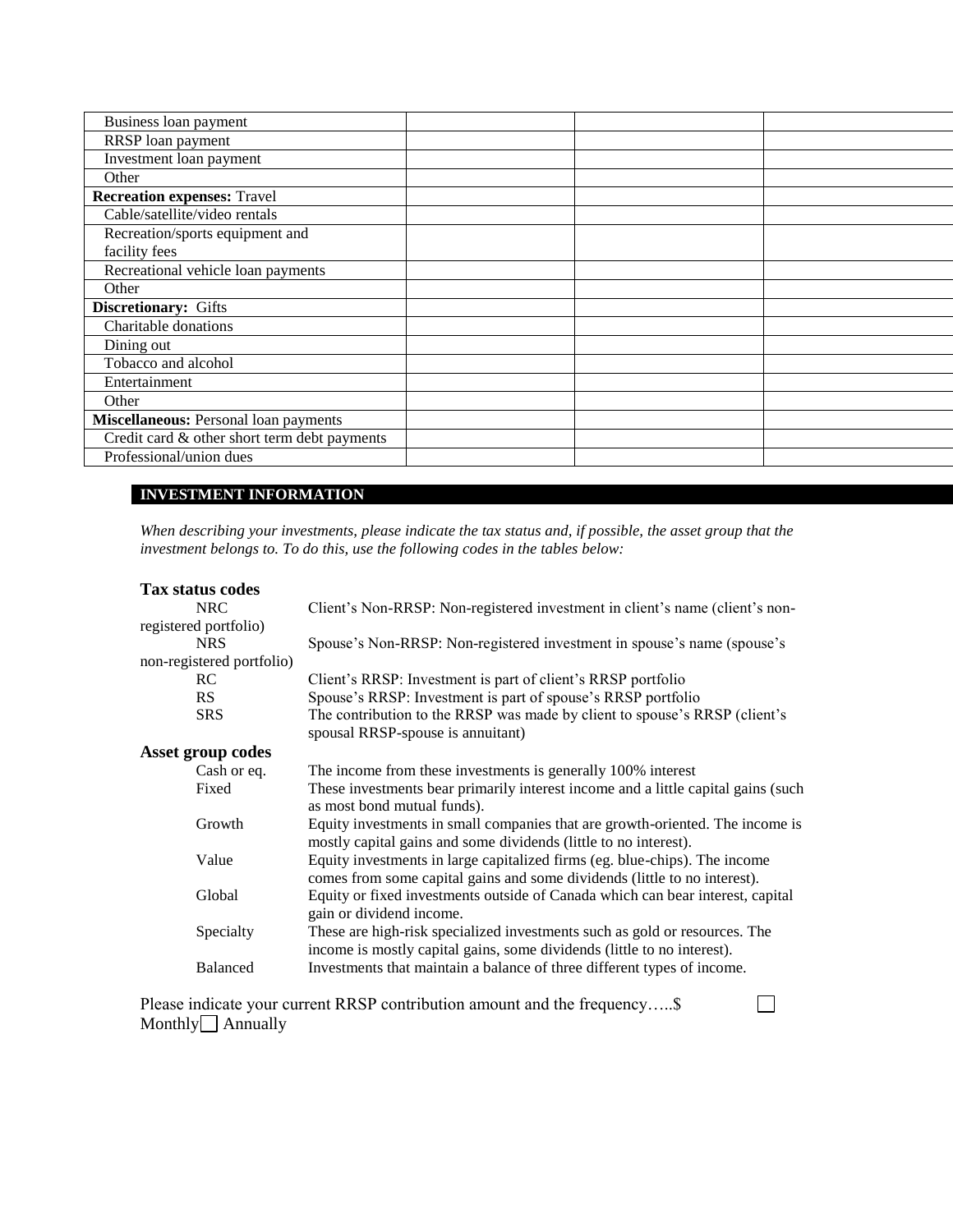| | | | |
|---|---|---|---|
| Business loan payment | | | |
| RRSP loan payment | | | |
| Investment loan payment | | | |
| Other | | | |
| **Recreation expenses:** Travel | | | |
| Cable/satellite/video rentals | | | |
| Recreation/sports equipment and facility fees | | | |
| Recreational vehicle loan payments | | | |
| Other | | | |
| **Discretionary:** Gifts | | | |
| Charitable donations | | | |
| Dining out | | | |
| Tobacco and alcohol | | | |
| Entertainment | | | |
| Other | | | |
| **Miscellaneous:** Personal loan payments | | | |
| Credit card & other short term debt payments | | | |
| Professional/union dues | | | |

## INVESTMENT INFORMATION

*When describing your investments, please indicate the tax status and, if possible, the asset group that the investment belongs to. To do this, use the following codes in the tables below:*

### Tax status codes

- **NRC** — Client's Non-RRSP: Non-registered investment in client's name (client's non-registered portfolio)
- **NRS** — Spouse's Non-RRSP: Non-registered investment in spouse's name (spouse's non-registered portfolio)
- **RC** — Client's RRSP: Investment is part of client's RRSP portfolio
- **RS** — Spouse's RRSP: Investment is part of spouse's RRSP portfolio
- **SRS** — The contribution to the RRSP was made by client to spouse's RRSP (client's spousal RRSP-spouse is annuitant)

### Asset group codes

- **Cash or eq.** — The income from these investments is generally 100% interest
- **Fixed** — These investments bear primarily interest income and a little capital gains (such as most bond mutual funds).
- **Growth** — Equity investments in small companies that are growth-oriented. The income is mostly capital gains and some dividends (little to no interest).
- **Value** — Equity investments in large capitalized firms (eg. blue-chips). The income comes from some capital gains and some dividends (little to no interest).
- **Global** — Equity or fixed investments outside of Canada which can bear interest, capital gain or dividend income.
- **Specialty** — These are high-risk specialized investments such as gold or resources. The income is mostly capital gains, some dividends (little to no interest).
- **Balanced** — Investments that maintain a balance of three different types of income.

Please indicate your current RRSP contribution amount and the frequency…..$ ☐ Monthly ☐ Annually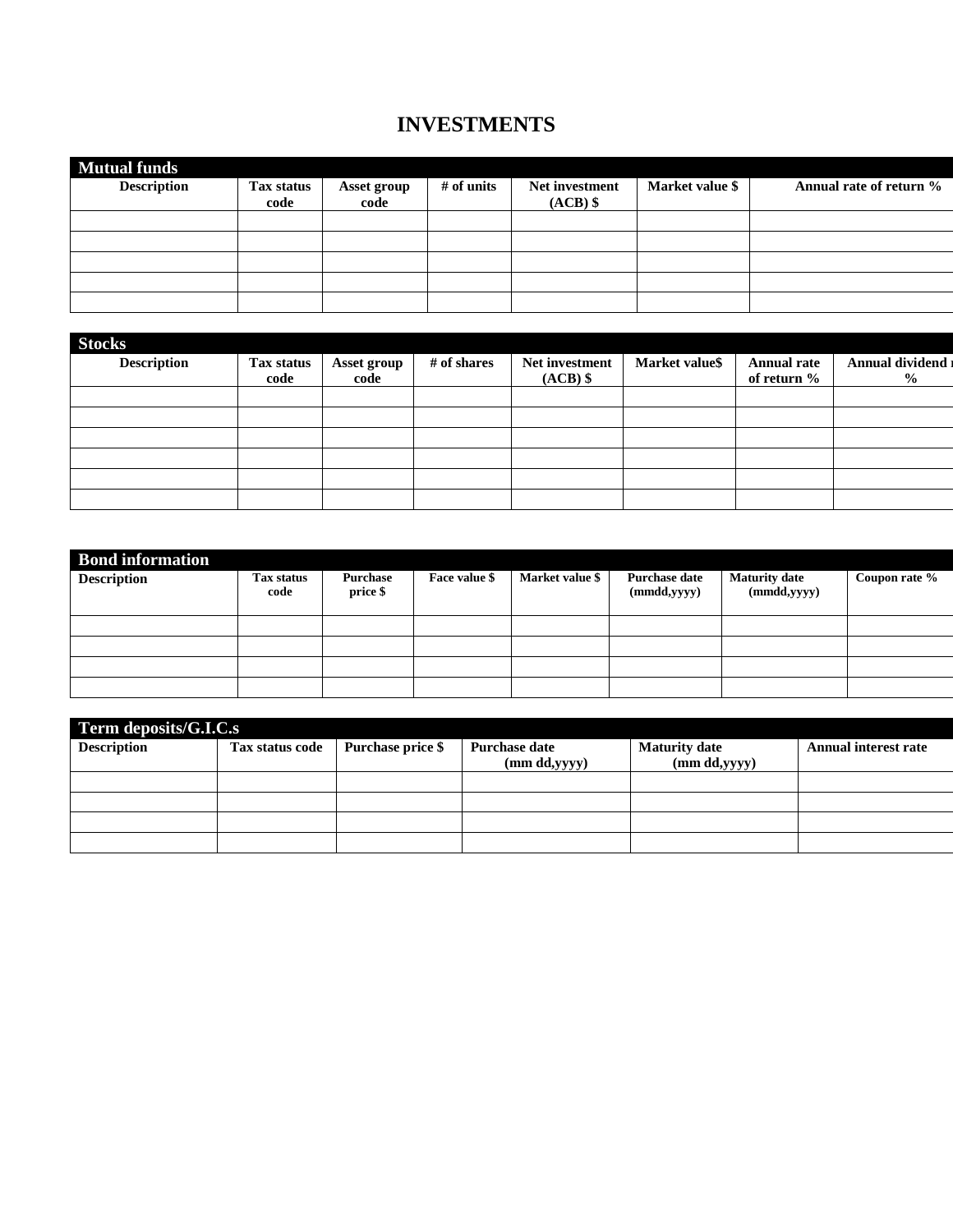# INVESTMENTS

## Mutual funds

| Description | Tax status code | Asset group code | # of units | Net investment (ACB) $ | Market value $ | Annual rate of return % |
|---|---|---|---|---|---|---|
| | | | | | | |
| | | | | | | |
| | | | | | | |
| | | | | | | |
| | | | | | | |

## Stocks

| Description | Tax status code | Asset group code | # of shares | Net investment (ACB) $ | Market value$ | Annual rate of return % | Annual dividend r % |
|---|---|---|---|---|---|---|---|
| | | | | | | | |
| | | | | | | | |
| | | | | | | | |
| | | | | | | | |
| | | | | | | | |
| | | | | | | | |

## Bond information

| Description | Tax status code | Purchase price $ | Face value $ | Market value $ | Purchase date (mmdd,yyyy) | Maturity date (mmdd,yyyy) | Coupon rate % |
|---|---|---|---|---|---|---|---|
| | | | | | | | |
| | | | | | | | |
| | | | | | | | |
| | | | | | | | |

## Term deposits/G.I.C.s

| Description | Tax status code | Purchase price $ | Purchase date (mm dd,yyyy) | Maturity date (mm dd,yyyy) | Annual interest rate |
|---|---|---|---|---|---|
| | | | | | |
| | | | | | |
| | | | | | |
| | | | | | |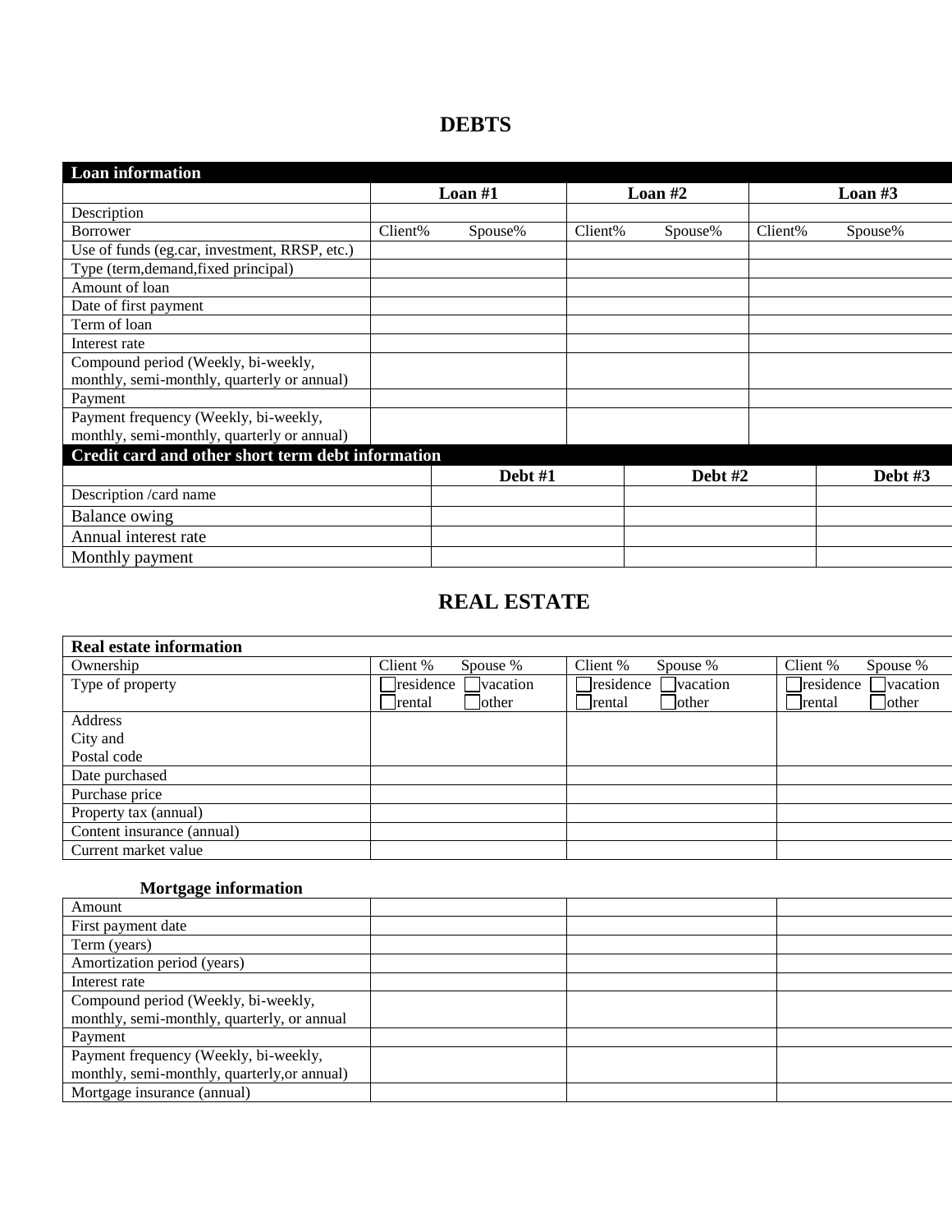# DEBTS

| **Loan information** | | | |
|---|---|---|---|
| | **Loan #1** | **Loan #2** | **Loan #3** |
| Description | | | |
| Borrower | Client% Spouse% | Client% Spouse% | Client% Spouse% |
| Use of funds (eg.car, investment, RRSP, etc.) | | | |
| Type (term,demand,fixed principal) | | | |
| Amount of loan | | | |
| Date of first payment | | | |
| Term of loan | | | |
| Interest rate | | | |
| Compound period (Weekly, bi-weekly, monthly, semi-monthly, quarterly or annual) | | | |
| Payment | | | |
| Payment frequency (Weekly, bi-weekly, monthly, semi-monthly, quarterly or annual) | | | |

| **Credit card and other short term debt information** | | | |
|---|---|---|---|
| | **Debt #1** | **Debt #2** | **Debt #3** |
| Description /card name | | | |
| Balance owing | | | |
| Annual interest rate | | | |
| Monthly payment | | | |

# REAL ESTATE

| **Real estate information** | | | |
|---|---|---|---|
| Ownership | Client % Spouse % | Client % Spouse % | Client % Spouse % |
| Type of property | ☐residence ☐vacation ☐rental ☐other | ☐residence ☐vacation ☐rental ☐other | ☐residence ☐vacation ☐rental ☐other |
| Address City and Postal code | | | |
| Date purchased | | | |
| Purchase price | | | |
| Property tax (annual) | | | |
| Content insurance (annual) | | | |
| Current market value | | | |

**Mortgage information**

| | | | |
|---|---|---|---|
| Amount | | | |
| First payment date | | | |
| Term (years) | | | |
| Amortization period (years) | | | |
| Interest rate | | | |
| Compound period (Weekly, bi-weekly, monthly, semi-monthly, quarterly, or annual | | | |
| Payment | | | |
| Payment frequency (Weekly, bi-weekly, monthly, semi-monthly, quarterly,or annual) | | | |
| Mortgage insurance (annual) | | | |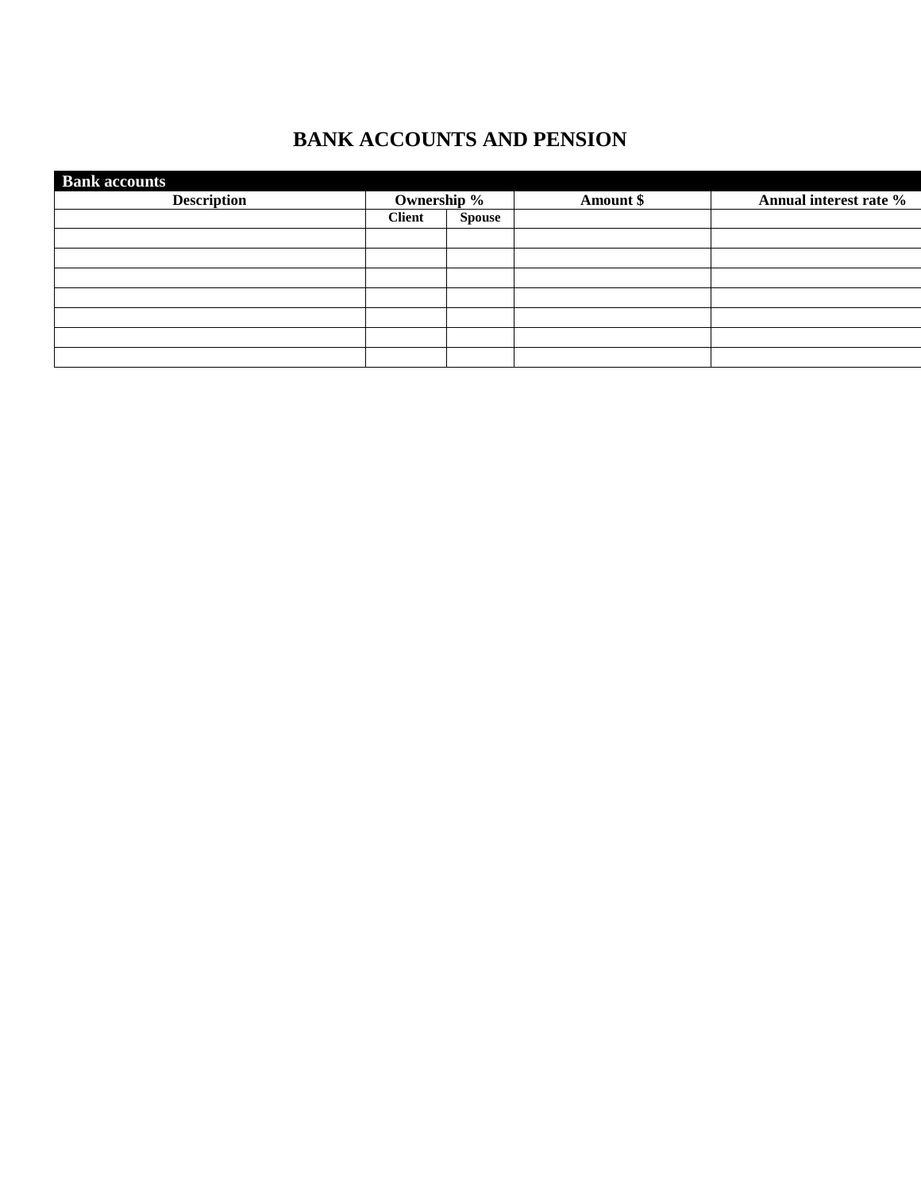# BANK ACCOUNTS AND PENSION

**Bank accounts**

| Description | Ownership % | | Amount $ | Annual interest rate % |
|---|---|---|---|---|
| | Client | Spouse | | |
| | | | | |
| | | | | |
| | | | | |
| | | | | |
| | | | | |
| | | | | |
| | | | | |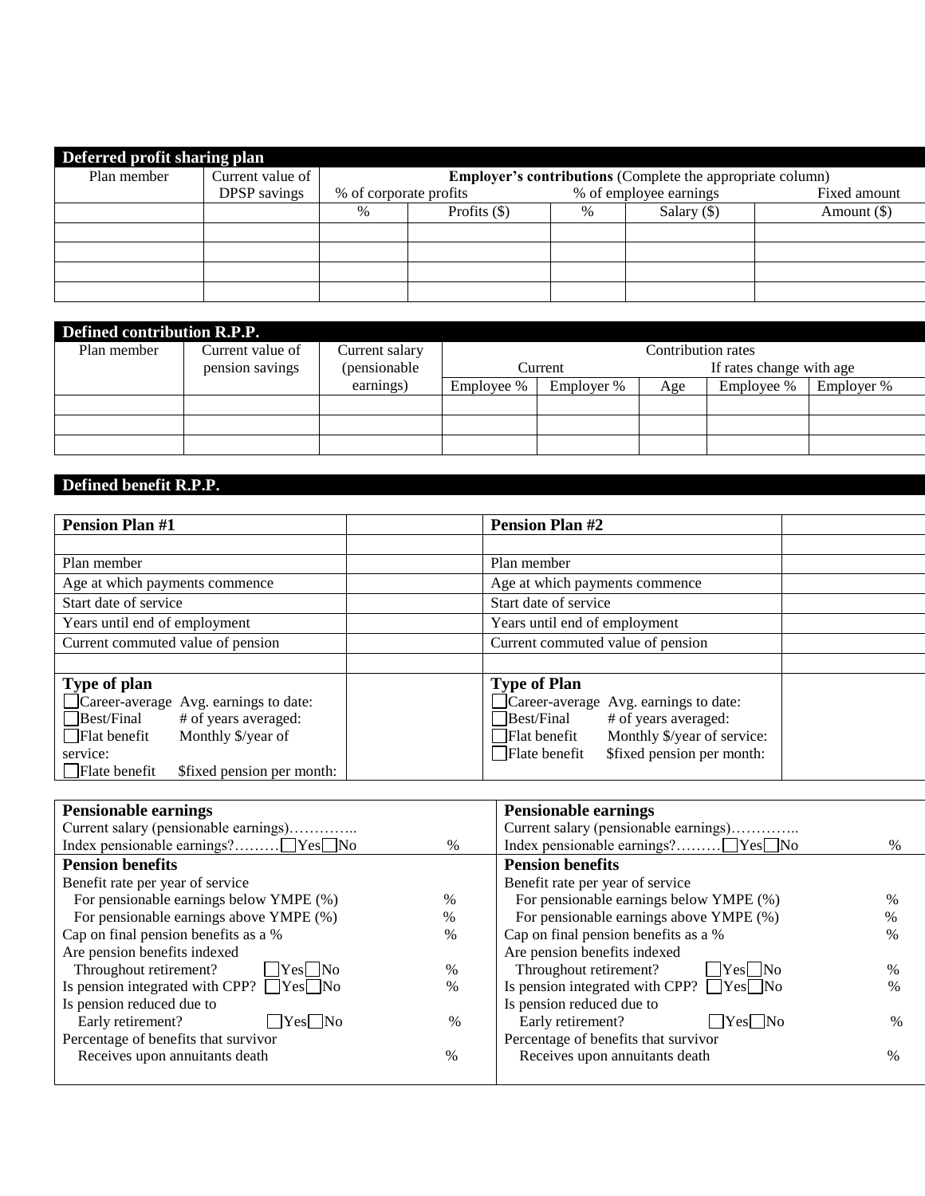## Deferred profit sharing plan

| Plan member | Current value of DPSP savings | Employer's contributions (Complete the appropriate column) | | | | |
|---|---|---|---|---|---|---|
| | | % of corporate profits | | % of employee earnings | | Fixed amount |
| | | % | Profits ($) | % | Salary ($) | Amount ($) |
| | | | | | | |
| | | | | | | |
| | | | | | | |
| | | | | | | |

## Defined contribution R.P.P.

| Plan member | Current value of pension savings | Current salary (pensionable earnings) | Contribution rates | | | | |
|---|---|---|---|---|---|---|---|
| | | | Current | | If rates change with age | | |
| | | | Employee % | Employer % | Age | Employee % | Employer % |
| | | | | | | | |
| | | | | | | | |
| | | | | | | | |

## Defined benefit R.P.P.

| **Pension Plan #1** | | **Pension Plan #2** | |
|---|---|---|---|
| | | | |
| Plan member | | Plan member | |
| Age at which payments commence | | Age at which payments commence | |
| Start date of service | | Start date of service | |
| Years until end of employment | | Years until end of employment | |
| Current commuted value of pension | | Current commuted value of pension | |
| | | | |
| **Type of plan**<br>☐ Career-average Avg. earnings to date:<br>☐ Best/Final # of years averaged:<br>☐ Flat benefit Monthly $/year of service:<br>☐ Flate benefit $fixed pension per month: | | **Type of Plan**<br>☐ Career-average Avg. earnings to date:<br>☐ Best/Final # of years averaged:<br>☐ Flat benefit Monthly $/year of service:<br>☐ Flate benefit $fixed pension per month: | |

| **Pensionable earnings** | | **Pensionable earnings** | |
|---|---|---|---|
| Current salary (pensionable earnings)………….. | | Current salary (pensionable earnings)………….. | |
| Index pensionable earnings?……… ☐ Yes ☐ No | % | Index pensionable earnings?……… ☐ Yes ☐ No | % |
| **Pension benefits** | | **Pension benefits** | |
| Benefit rate per year of service | | Benefit rate per year of service | |
| For pensionable earnings below YMPE (%) | % | For pensionable earnings below YMPE (%) | % |
| For pensionable earnings above YMPE (%) | % | For pensionable earnings above YMPE (%) | % |
| Cap on final pension benefits as a % | % | Cap on final pension benefits as a % | % |
| Are pension benefits indexed | | Are pension benefits indexed | |
| Throughout retirement? ☐ Yes ☐ No | % | Throughout retirement? ☐ Yes ☐ No | % |
| Is pension integrated with CPP? ☐ Yes ☐ No | % | Is pension integrated with CPP? ☐ Yes ☐ No | % |
| Is pension reduced due to | | Is pension reduced due to | |
| Early retirement? ☐ Yes ☐ No | % | Early retirement? ☐ Yes ☐ No | % |
| Percentage of benefits that survivor | | Percentage of benefits that survivor | |
| Receives upon annuitants death | % | Receives upon annuitants death | % |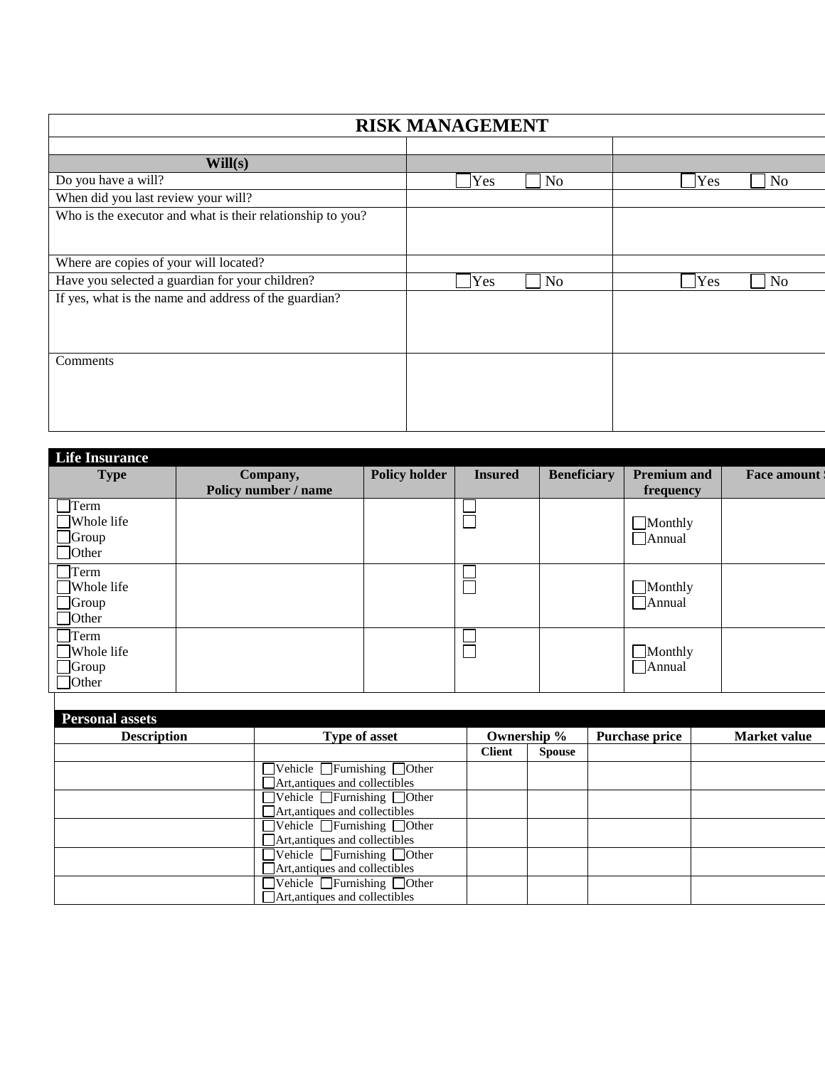# RISK MANAGEMENT

| Will(s) | | |
|---|---|---|
| Do you have a will? | ☐Yes ☐ No | ☐Yes ☐ No |
| When did you last review your will? | | |
| Who is the executor and what is their relationship to you? | | |
| Where are copies of your will located? | | |
| Have you selected a guardian for your children? | ☐Yes ☐ No | ☐Yes ☐ No |
| If yes, what is the name and address of the guardian? | | |
| Comments | | |

## Life Insurance

| Type | Company, Policy number / name | Policy holder | Insured | Beneficiary | Premium and frequency | Face amount |
|---|---|---|---|---|---|---|
| ☐Term ☐Whole life ☐Group ☐Other | | | ☐ ☐ | | ☐Monthly ☐Annual | |
| ☐Term ☐Whole life ☐Group ☐Other | | | ☐ ☐ | | ☐Monthly ☐Annual | |
| ☐Term ☐Whole life ☐Group ☐Other | | | ☐ ☐ | | ☐Monthly ☐Annual | |

## Personal assets

| Description | Type of asset | Ownership % | | Purchase price | Market value |
|---|---|---|---|---|---|
| | | Client | Spouse | | |
| | ☐Vehicle ☐Furnishing ☐Other ☐Art,antiques and collectibles | | | | |
| | ☐Vehicle ☐Furnishing ☐Other ☐Art,antiques and collectibles | | | | |
| | ☐Vehicle ☐Furnishing ☐Other ☐Art,antiques and collectibles | | | | |
| | ☐Vehicle ☐Furnishing ☐Other ☐Art,antiques and collectibles | | | | |
| | ☐Vehicle ☐Furnishing ☐Other ☐Art,antiques and collectibles | | | | |